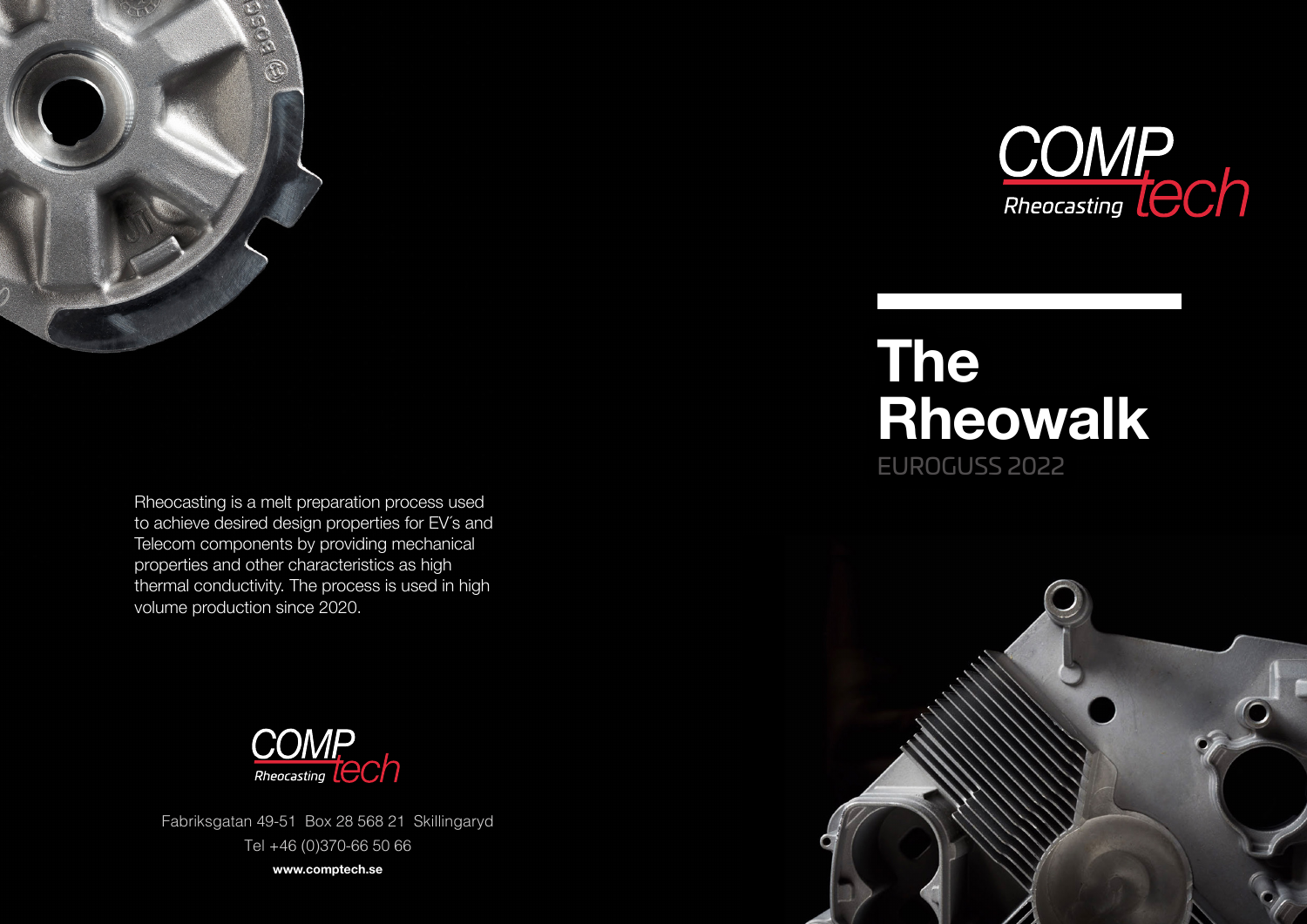COMP tech
Rheocasting

# The Rheowalk

EUROGUSS 2022

Rheocasting is a melt preparation process used to achieve desired design properties for EV´s and Telecom components by providing mechanical properties and other characteristics as high thermal conductivity. The process is used in high volume production since 2020.

COMP tech
Rheocasting

Fabriksgatan 49-51 Box 28 568 21 Skillingaryd
Tel +46 (0)370-66 50 66
**www.comptech.se**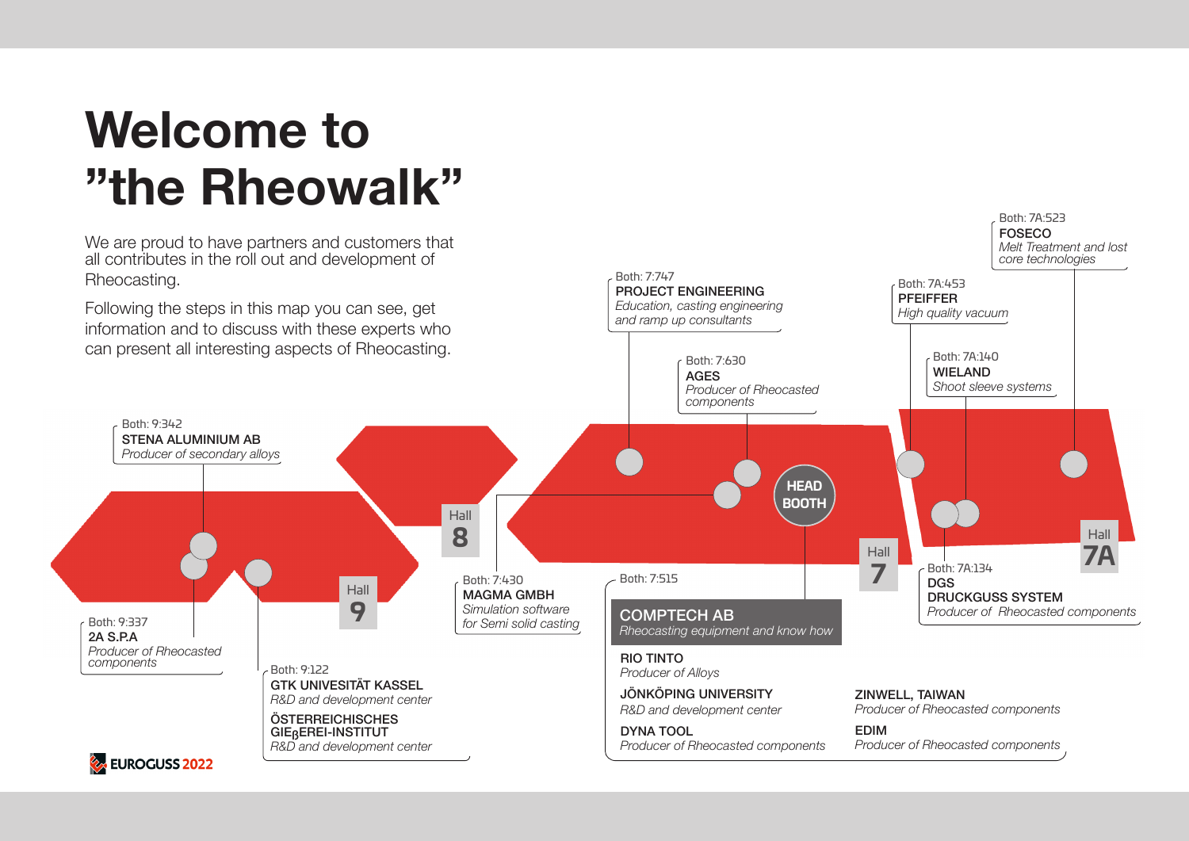# Welcome to ”the Rheowalk”

We are proud to have partners and customers that all contributes in the roll out and development of Rheocasting.

Following the steps in this map you can see, get information and to discuss with these experts who can present all interesting aspects of Rheocasting.

Both: 9:342
**STENA ALUMINIUM AB**
*Producer of secondary alloys*

Both: 9:337
**2A S.P.A**
*Producer of Rheocasted components*

Both: 9:122
**GTK UNIVESITÄT KASSEL**
*R&D and development center*
**ÖSTERREICHISCHES GIEßEREI-INSTITUT**
*R&D and development center*

Hall 9

Hall 8

Both: 7:430
**MAGMA GMBH**
*Simulation software for Semi solid casting*

Both: 7:747
**PROJECT ENGINEERING**
*Education, casting engineering and ramp up consultants*

Both: 7:630
**AGES**
*Producer of Rheocasted components*

HEAD BOOTH

Both: 7:515
**COMPTECH AB**
*Rheocasting equipment and know how*

**RIO TINTO**
*Producer of Alloys*

**JÖNKÖPING UNIVERSITY**
*R&D and development center*

**DYNA TOOL**
*Producer of Rheocasted components*

**ZINWELL, TAIWAN**
*Producer of Rheocasted components*

**EDIM**
*Producer of Rheocasted components*

Hall 7

Both: 7A:523
**FOSECO**
*Melt Treatment and lost core technologies*

Both: 7A:453
**PFEIFFER**
*High quality vacuum*

Both: 7A:140
**WIELAND**
*Shoot sleeve systems*

Both: 7A:134
**DGS DRUCKGUSS SYSTEM**
*Producer of Rheocasted components*

Hall 7A

EUROGUSS 2022